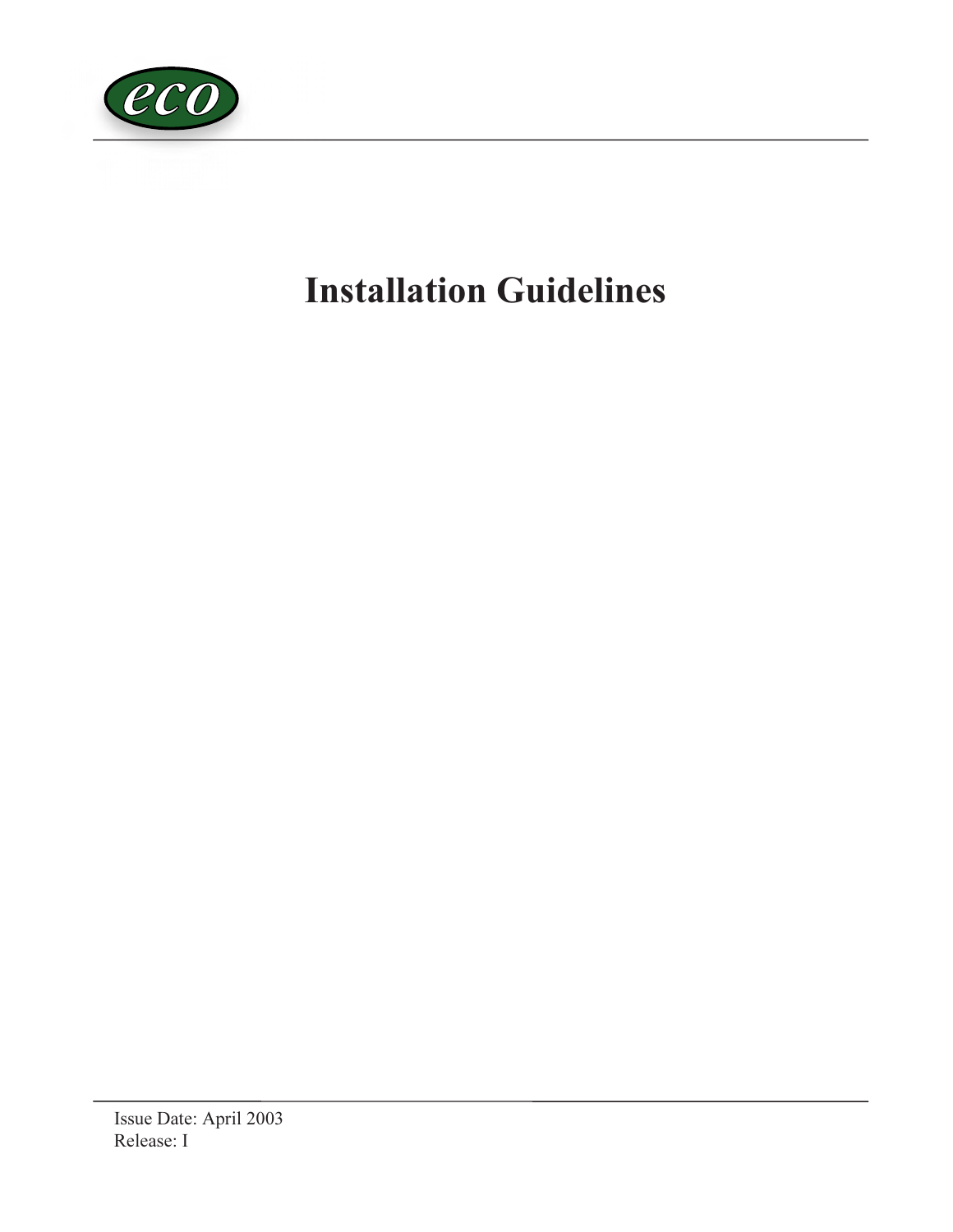# Installation Guidelines

Issue Date: April 2003
Release: I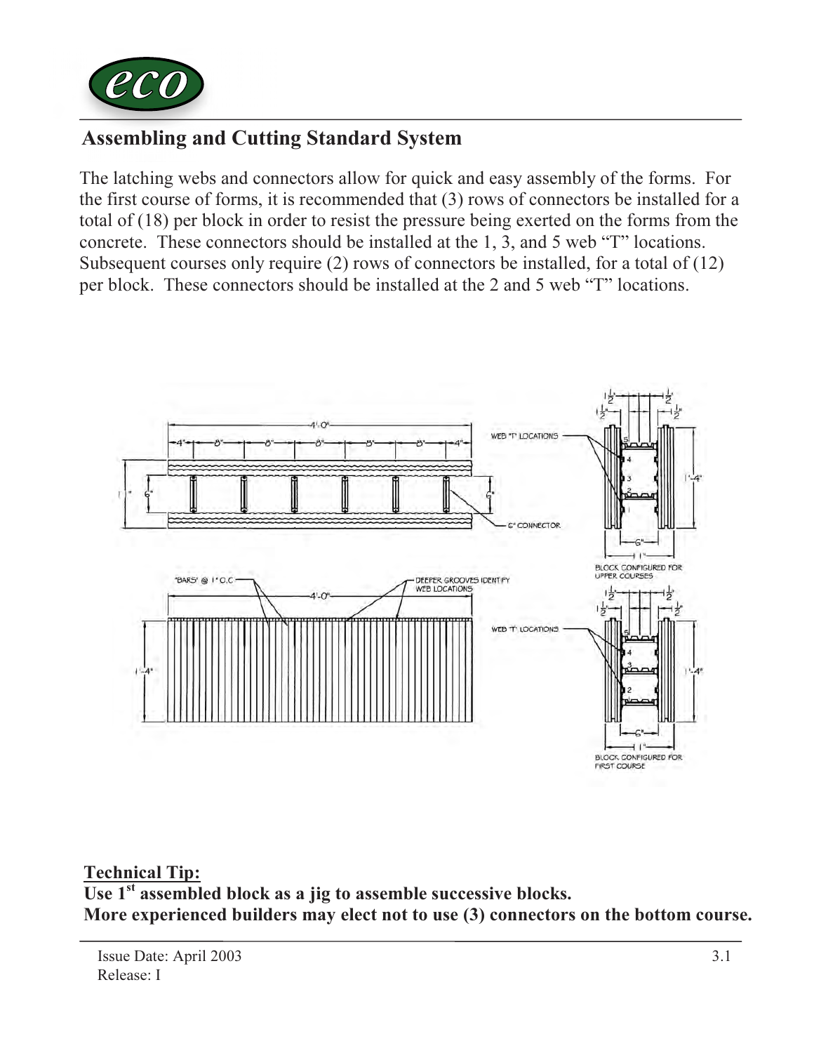## Assembling and Cutting Standard System

The latching webs and connectors allow for quick and easy assembly of the forms. For the first course of forms, it is recommended that (3) rows of connectors be installed for a total of (18) per block in order to resist the pressure being exerted on the forms from the concrete. These connectors should be installed at the 1, 3, and 5 web "T" locations. Subsequent courses only require (2) rows of connectors be installed, for a total of (12) per block. These connectors should be installed at the 2 and 5 web "T" locations.

**Technical Tip:**

**Use 1st assembled block as a jig to assemble successive blocks.**
**More experienced builders may elect not to use (3) connectors on the bottom course.**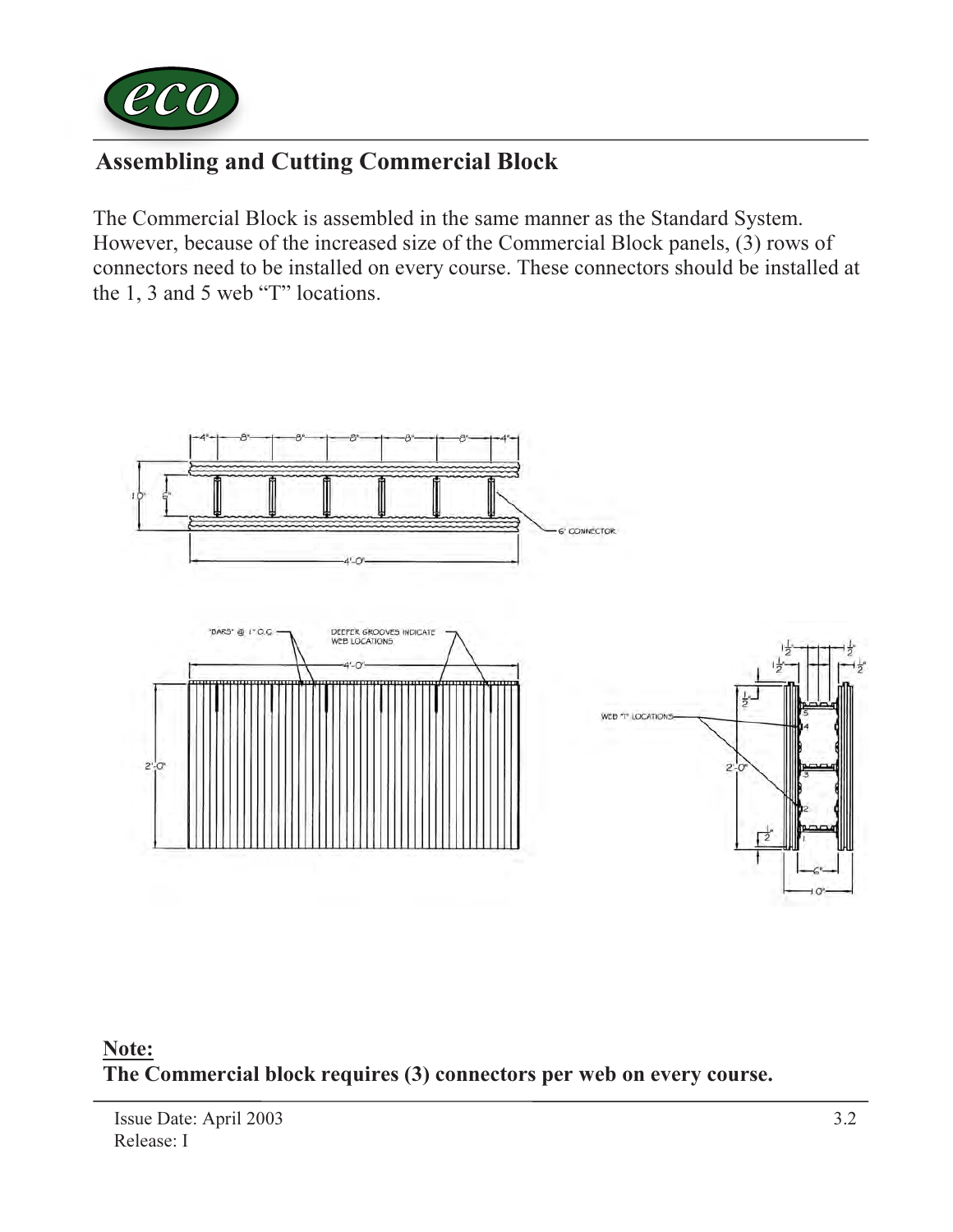## Assembling and Cutting Commercial Block

The Commercial Block is assembled in the same manner as the Standard System. However, because of the increased size of the Commercial Block panels, (3) rows of connectors need to be installed on every course. These connectors should be installed at the 1, 3 and 5 web "T" locations.

4" 8" 8" 8" 8" 8" 4"

10" 6"

6" CONNECTOR

4'-0"

"BARS" @ 1" O.C.

DEEPER GROOVES INDICATE WEB LOCATIONS

4'-0"

2'-0"

WEB "T" LOCATIONS

1½" 1½" 1½" 1½"

½" ½"

2'-0"

5 4 3 2 1

6"

10"

**Note:**
**The Commercial block requires (3) connectors per web on every course.**

Issue Date: April 2003
Release: I